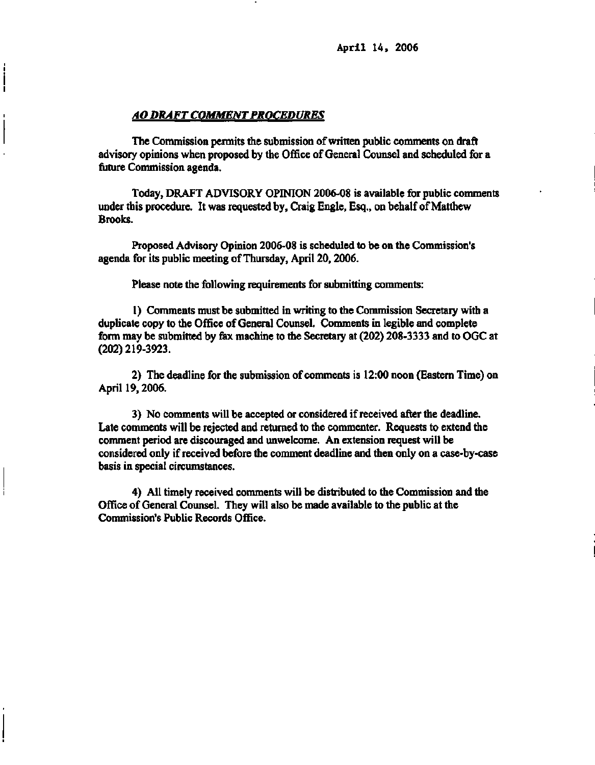April 14, 2006

***AO DRAFT COMMENT PROCEDURES***

The Commission permits the submission of written public comments on draft advisory opinions when proposed by the Office of General Counsel and scheduled for a future Commission agenda.

Today, DRAFT ADVISORY OPINION 2006-08 is available for public comments under this procedure. It was requested by, Craig Engle, Esq., on behalf of Matthew Brooks.

Proposed Advisory Opinion 2006-08 is scheduled to be on the Commission's agenda for its public meeting of Thursday, April 20, 2006.

Please note the following requirements for submitting comments:

1) Comments must be submitted in writing to the Commission Secretary with a duplicate copy to the Office of General Counsel. Comments in legible and complete form may be submitted by fax machine to the Secretary at (202) 208-3333 and to OGC at (202) 219-3923.

2) The deadline for the submission of comments is 12:00 noon (Eastern Time) on April 19, 2006.

3) No comments will be accepted or considered if received after the deadline. Late comments will be rejected and returned to the commenter. Requests to extend the comment period are discouraged and unwelcome. An extension request will be considered only if received before the comment deadline and then only on a case-by-case basis in special circumstances.

4) All timely received comments will be distributed to the Commission and the Office of General Counsel. They will also be made available to the public at the Commission's Public Records Office.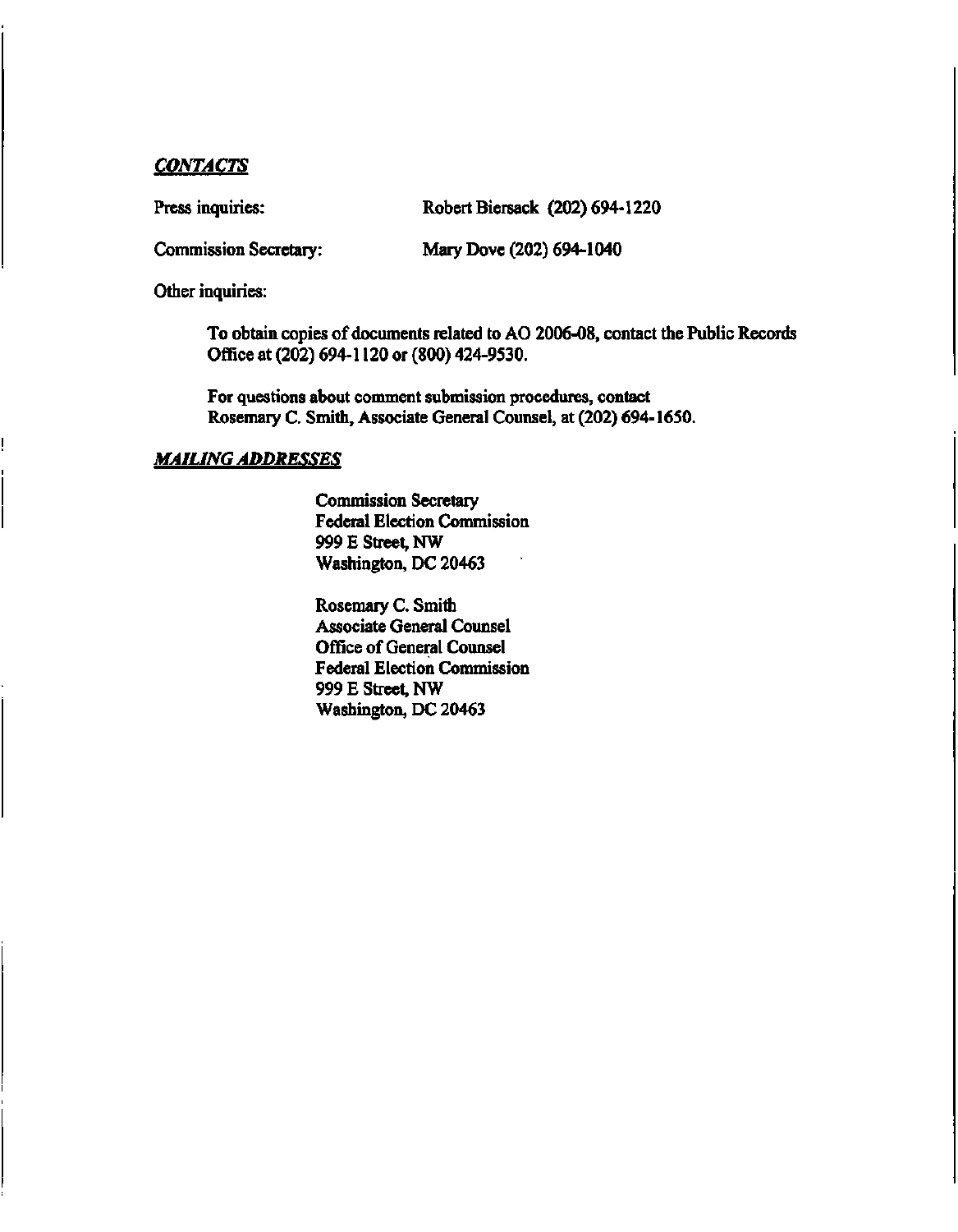***CONTACTS***

Press inquiries: Robert Biersack (202) 694-1220

Commission Secretary: Mary Dove (202) 694-1040

Other inquiries:

To obtain copies of documents related to AO 2006-08, contact the Public Records Office at (202) 694-1120 or (800) 424-9530.

For questions about comment submission procedures, contact Rosemary C. Smith, Associate General Counsel, at (202) 694-1650.

***MAILING ADDRESSES***

Commission Secretary
Federal Election Commission
999 E Street, NW
Washington, DC 20463

Rosemary C. Smith
Associate General Counsel
Office of General Counsel
Federal Election Commission
999 E Street, NW
Washington, DC 20463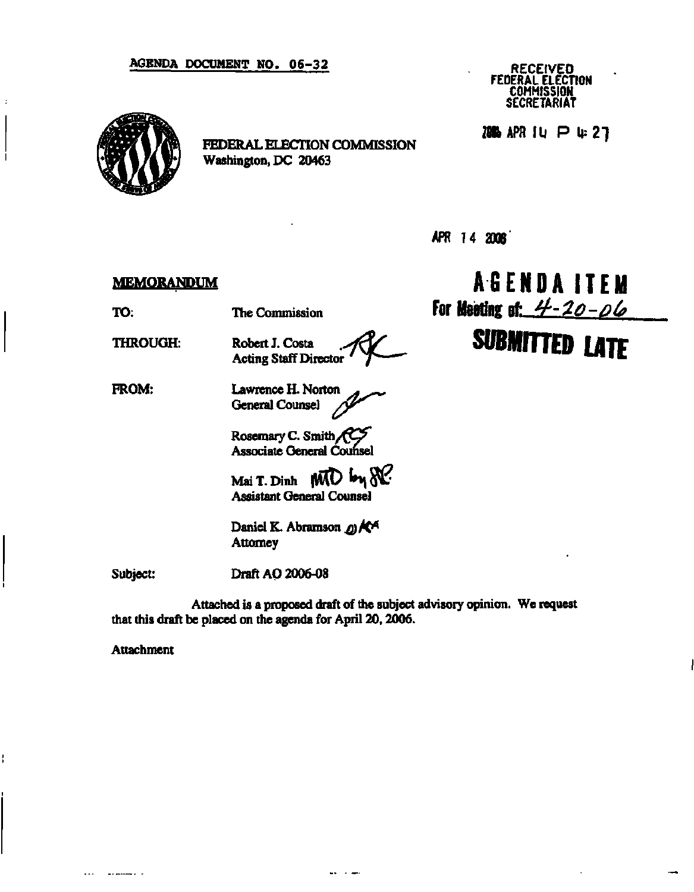AGENDA DOCUMENT NO. 06-32

RECEIVED
FEDERAL ELECTION
COMMISSION
SECRETARIAT

2006 APR 14 P 4: 27

FEDERAL ELECTION COMMISSION
Washington, DC 20463

APR 14 2006

**AGENDA ITEM**
**For Meeting of: 4-20-06**
**SUBMITTED LATE**

**MEMORANDUM**

TO: The Commission

THROUGH: Robert J. Costa
Acting Staff Director

FROM: Lawrence H. Norton
General Counsel

Rosemary C. Smith
Associate General Counsel

Mai T. Dinh
Assistant General Counsel

Daniel K. Abramson
Attorney

Subject: Draft AO 2006-08

Attached is a proposed draft of the subject advisory opinion. We request that this draft be placed on the agenda for April 20, 2006.

Attachment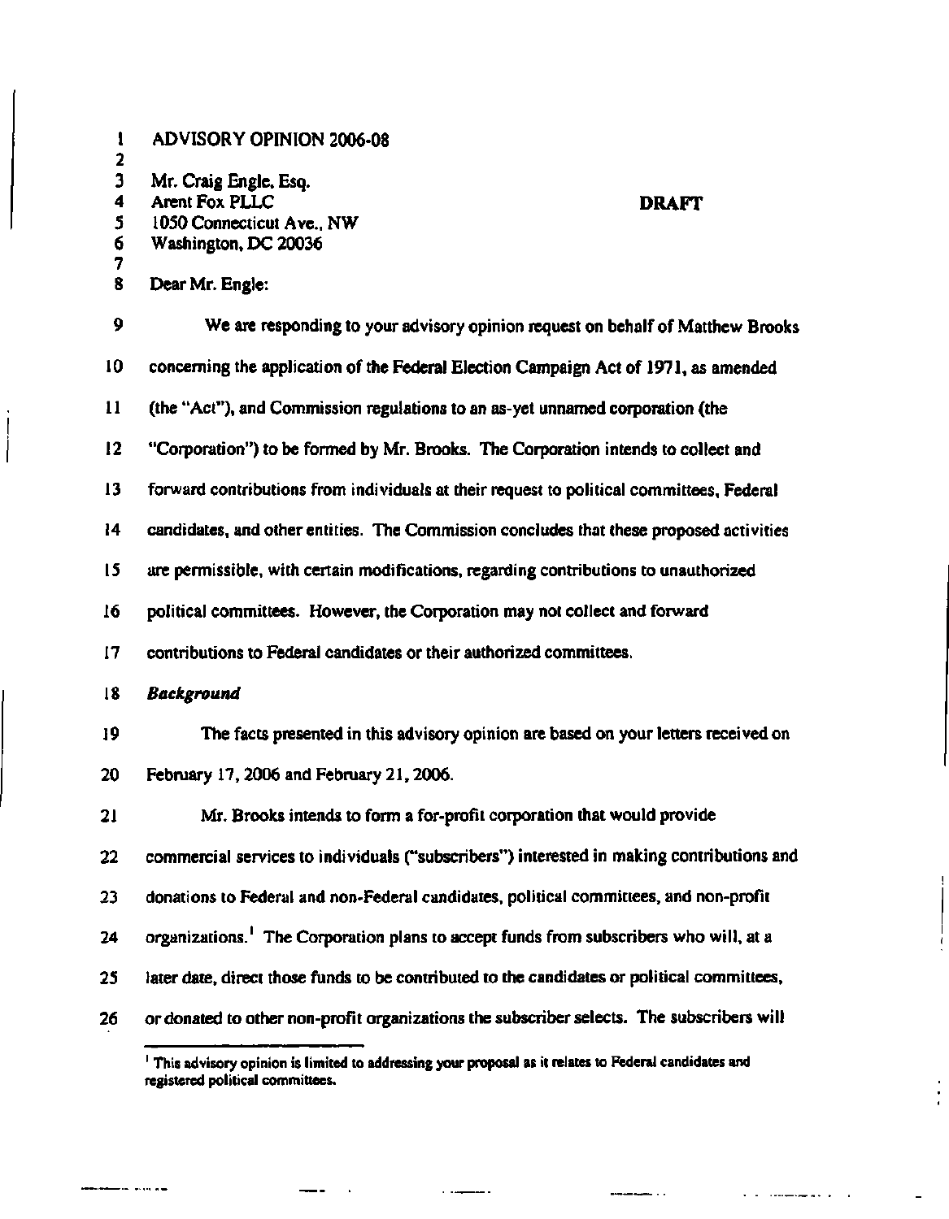ADVISORY OPINION 2006-08

Mr. Craig Engle, Esq.
Arent Fox PLLC
1050 Connecticut Ave., NW
Washington, DC 20036

**DRAFT**

Dear Mr. Engle:

We are responding to your advisory opinion request on behalf of Matthew Brooks concerning the application of the Federal Election Campaign Act of 1971, as amended (the "Act"), and Commission regulations to an as-yet unnamed corporation (the "Corporation") to be formed by Mr. Brooks. The Corporation intends to collect and forward contributions from individuals at their request to political committees, Federal candidates, and other entities. The Commission concludes that these proposed activities are permissible, with certain modifications, regarding contributions to unauthorized political committees. However, the Corporation may not collect and forward contributions to Federal candidates or their authorized committees.

***Background***

The facts presented in this advisory opinion are based on your letters received on February 17, 2006 and February 21, 2006.

Mr. Brooks intends to form a for-profit corporation that would provide commercial services to individuals ("subscribers") interested in making contributions and donations to Federal and non-Federal candidates, political committees, and non-profit organizations.[1] The Corporation plans to accept funds from subscribers who will, at a later date, direct those funds to be contributed to the candidates or political committees, or donated to other non-profit organizations the subscriber selects. The subscribers will

[1] This advisory opinion is limited to addressing your proposal as it relates to Federal candidates and registered political committees.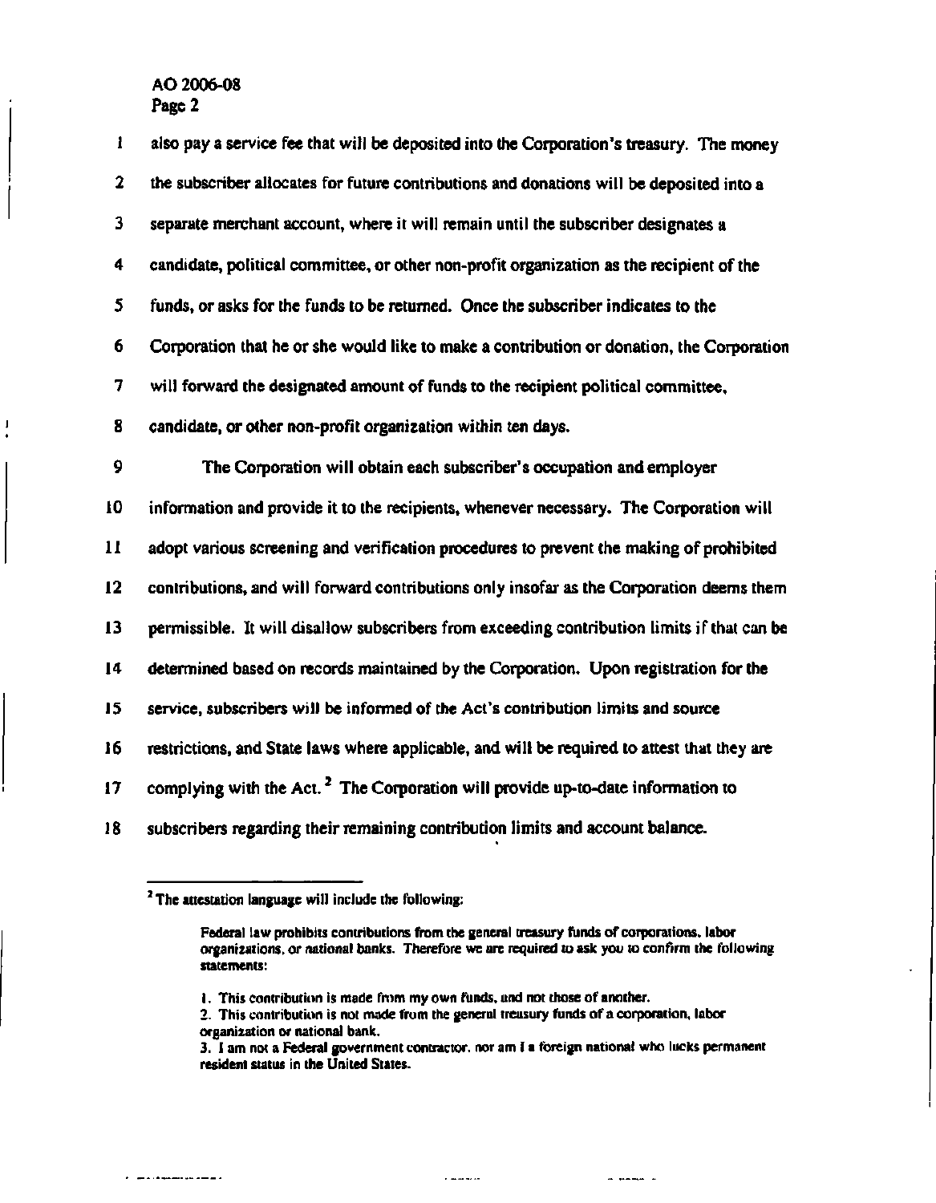also pay a service fee that will be deposited into the Corporation's treasury. The money the subscriber allocates for future contributions and donations will be deposited into a separate merchant account, where it will remain until the subscriber designates a candidate, political committee, or other non-profit organization as the recipient of the funds, or asks for the funds to be returned. Once the subscriber indicates to the Corporation that he or she would like to make a contribution or donation, the Corporation will forward the designated amount of funds to the recipient political committee, candidate, or other non-profit organization within ten days.

The Corporation will obtain each subscriber's occupation and employer information and provide it to the recipients, whenever necessary. The Corporation will adopt various screening and verification procedures to prevent the making of prohibited contributions, and will forward contributions only insofar as the Corporation deems them permissible. It will disallow subscribers from exceeding contribution limits if that can be determined based on records maintained by the Corporation. Upon registration for the service, subscribers will be informed of the Act's contribution limits and source restrictions, and State laws where applicable, and will be required to attest that they are complying with the Act.[2] The Corporation will provide up-to-date information to subscribers regarding their remaining contribution limits and account balance.

---

[2] The attestation language will include the following:

> Federal law prohibits contributions from the general treasury funds of corporations, labor organizations, or national banks. Therefore we are required to ask you to confirm the following statements:
>
> 1. This contribution is made from my own funds, and not those of another.
> 2. This contribution is not made from the general treasury funds of a corporation, labor organization or national bank.
> 3. I am not a Federal government contractor, nor am I a foreign national who lacks permanent resident status in the United States.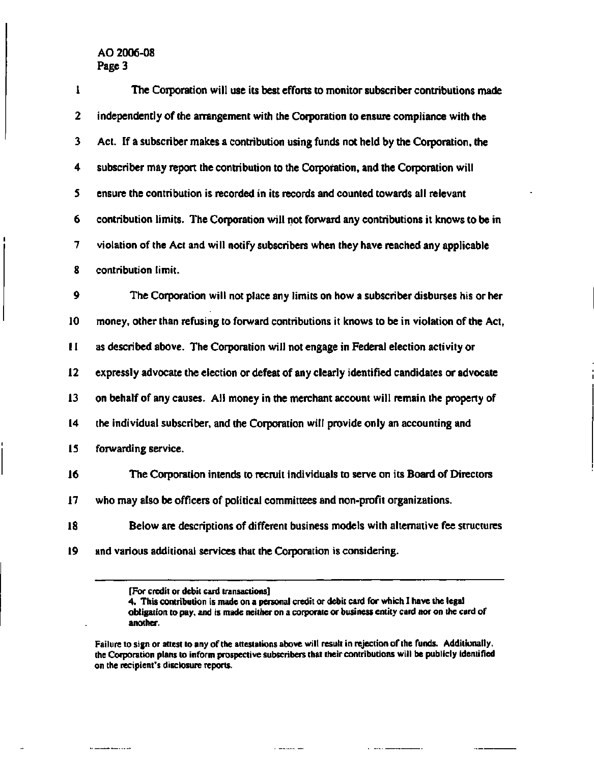The Corporation will use its best efforts to monitor subscriber contributions made independently of the arrangement with the Corporation to ensure compliance with the Act. If a subscriber makes a contribution using funds not held by the Corporation, the subscriber may report the contribution to the Corporation, and the Corporation will ensure the contribution is recorded in its records and counted towards all relevant contribution limits. The Corporation will not forward any contributions it knows to be in violation of the Act and will notify subscribers when they have reached any applicable contribution limit.

The Corporation will not place any limits on how a subscriber disburses his or her money, other than refusing to forward contributions it knows to be in violation of the Act, as described above. The Corporation will not engage in Federal election activity or expressly advocate the election or defeat of any clearly identified candidates or advocate on behalf of any causes. All money in the merchant account will remain the property of the individual subscriber, and the Corporation will provide only an accounting and forwarding service.

The Corporation intends to recruit individuals to serve on its Board of Directors who may also be officers of political committees and non-profit organizations.

Below are descriptions of different business models with alternative fee structures and various additional services that the Corporation is considering.

---

[For credit or debit card transactions]
4. This contribution is made on a personal credit or debit card for which I have the legal obligation to pay, and is made neither on a corporate or business entity card nor on the card of another.

Failure to sign or attest to any of the attestations above will result in rejection of the funds. Additionally, the Corporation plans to inform prospective subscribers that their contributions will be publicly identified on the recipient's disclosure reports.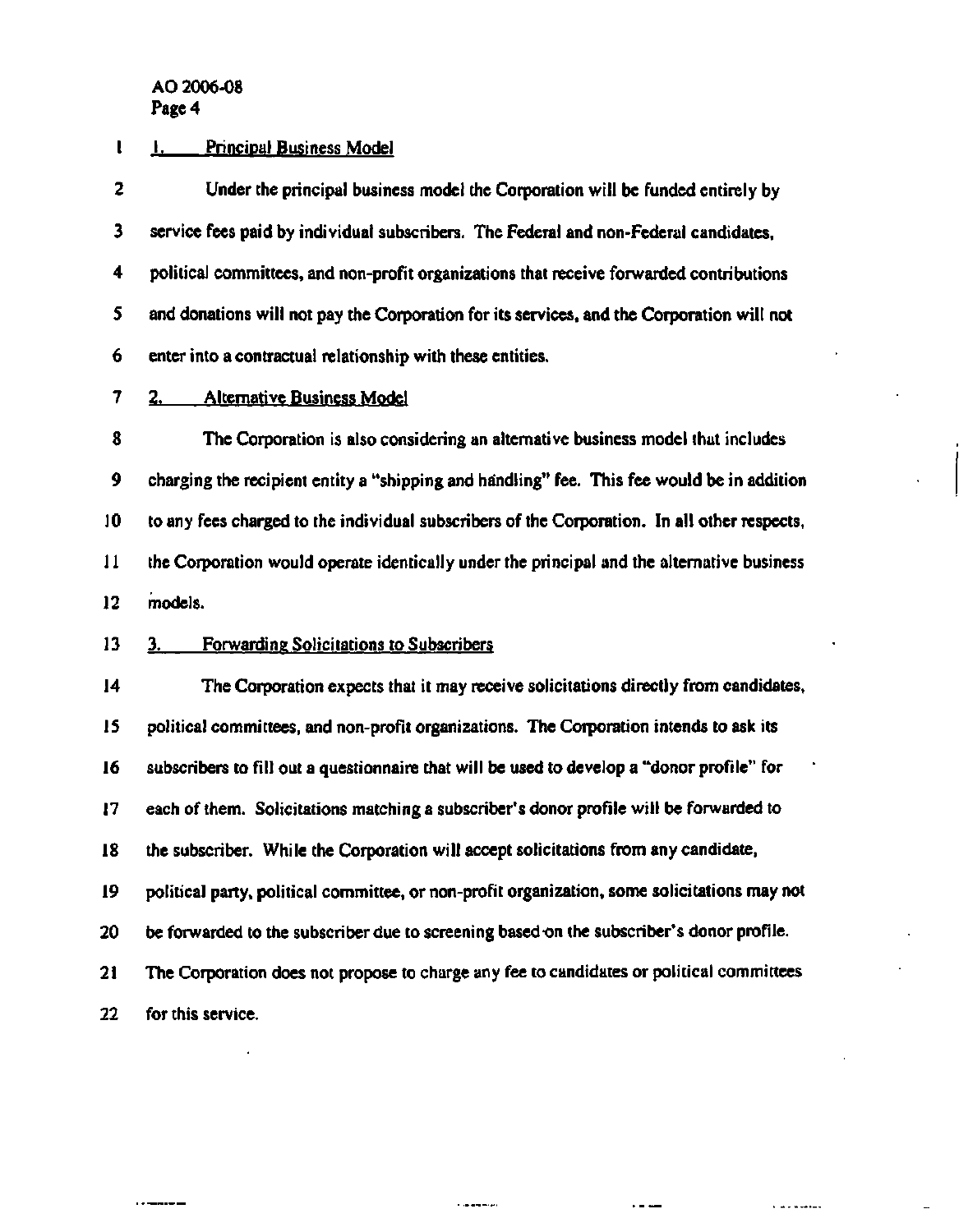### 1. Principal Business Model

Under the principal business model the Corporation will be funded entirely by service fees paid by individual subscribers. The Federal and non-Federal candidates, political committees, and non-profit organizations that receive forwarded contributions and donations will not pay the Corporation for its services, and the Corporation will not enter into a contractual relationship with these entities.

### 2. Alternative Business Model

The Corporation is also considering an alternative business model that includes charging the recipient entity a "shipping and handling" fee. This fee would be in addition to any fees charged to the individual subscribers of the Corporation. In all other respects, the Corporation would operate identically under the principal and the alternative business models.

### 3. Forwarding Solicitations to Subscribers

The Corporation expects that it may receive solicitations directly from candidates, political committees, and non-profit organizations. The Corporation intends to ask its subscribers to fill out a questionnaire that will be used to develop a "donor profile" for each of them. Solicitations matching a subscriber's donor profile will be forwarded to the subscriber. While the Corporation will accept solicitations from any candidate, political party, political committee, or non-profit organization, some solicitations may not be forwarded to the subscriber due to screening based on the subscriber's donor profile. The Corporation does not propose to charge any fee to candidates or political committees for this service.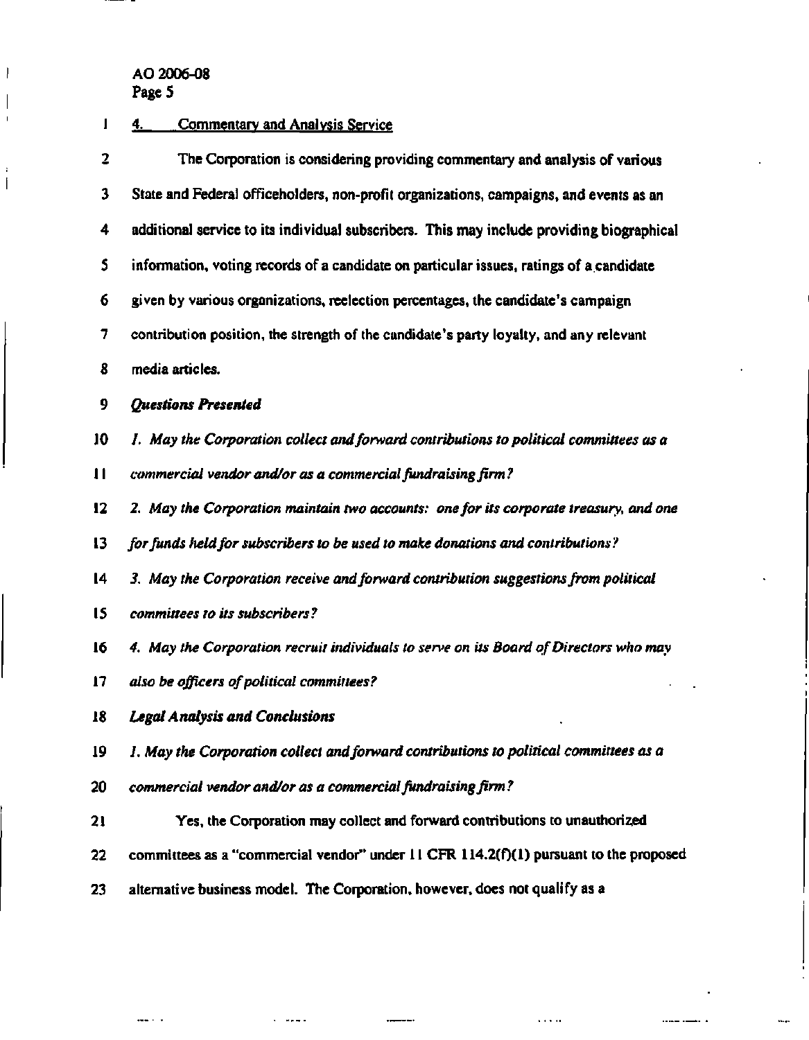4. Commentary and Analysis Service

The Corporation is considering providing commentary and analysis of various State and Federal officeholders, non-profit organizations, campaigns, and events as an additional service to its individual subscribers. This may include providing biographical information, voting records of a candidate on particular issues, ratings of a candidate given by various organizations, reelection percentages, the candidate's campaign contribution position, the strength of the candidate's party loyalty, and any relevant media articles.

***Questions Presented***

*1. May the Corporation collect and forward contributions to political committees as a commercial vendor and/or as a commercial fundraising firm?*

*2. May the Corporation maintain two accounts: one for its corporate treasury, and one for funds held for subscribers to be used to make donations and contributions?*

*3. May the Corporation receive and forward contribution suggestions from political committees to its subscribers?*

*4. May the Corporation recruit individuals to serve on its Board of Directors who may also be officers of political committees?*

***Legal Analysis and Conclusions***

*1. May the Corporation collect and forward contributions to political committees as a commercial vendor and/or as a commercial fundraising firm?*

Yes, the Corporation may collect and forward contributions to unauthorized committees as a "commercial vendor" under 11 CFR 114.2(f)(1) pursuant to the proposed alternative business model. The Corporation, however, does not qualify as a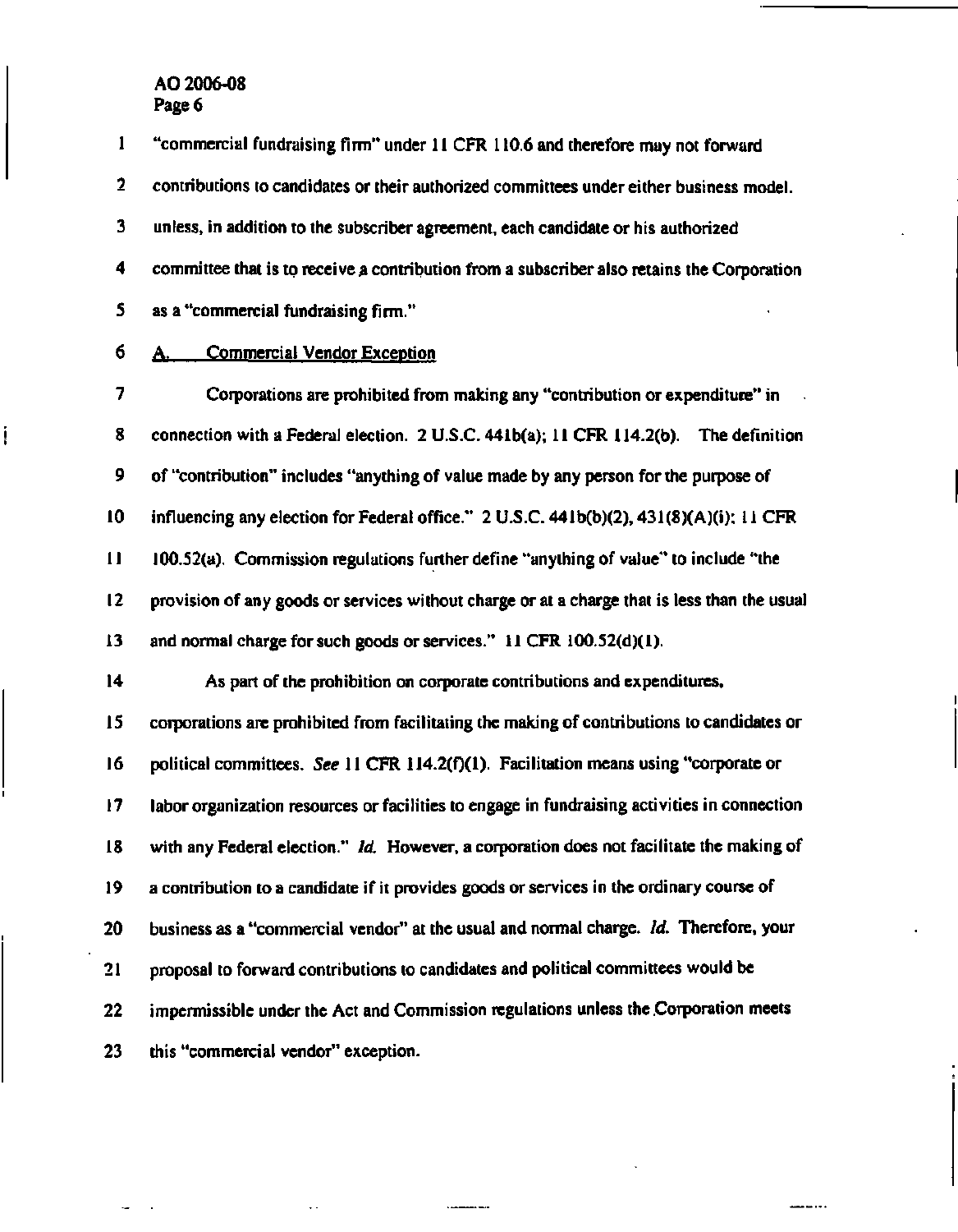"commercial fundraising firm" under 11 CFR 110.6 and therefore may not forward contributions to candidates or their authorized committees under either business model. unless, in addition to the subscriber agreement, each candidate or his authorized committee that is to receive a contribution from a subscriber also retains the Corporation as a "commercial fundraising firm."

## A. Commercial Vendor Exception

Corporations are prohibited from making any "contribution or expenditure" in connection with a Federal election. 2 U.S.C. 441b(a); 11 CFR 114.2(b). The definition of "contribution" includes "anything of value made by any person for the purpose of influencing any election for Federal office." 2 U.S.C. 441b(b)(2), 431(8)(A)(i); 11 CFR 100.52(a). Commission regulations further define "anything of value" to include "the provision of any goods or services without charge or at a charge that is less than the usual and normal charge for such goods or services." 11 CFR 100.52(d)(1).

As part of the prohibition on corporate contributions and expenditures, corporations are prohibited from facilitating the making of contributions to candidates or political committees. *See* 11 CFR 114.2(f)(1). Facilitation means using "corporate or labor organization resources or facilities to engage in fundraising activities in connection with any Federal election." *Id.* However, a corporation does not facilitate the making of a contribution to a candidate if it provides goods or services in the ordinary course of business as a "commercial vendor" at the usual and normal charge. *Id.* Therefore, your proposal to forward contributions to candidates and political committees would be impermissible under the Act and Commission regulations unless the Corporation meets this "commercial vendor" exception.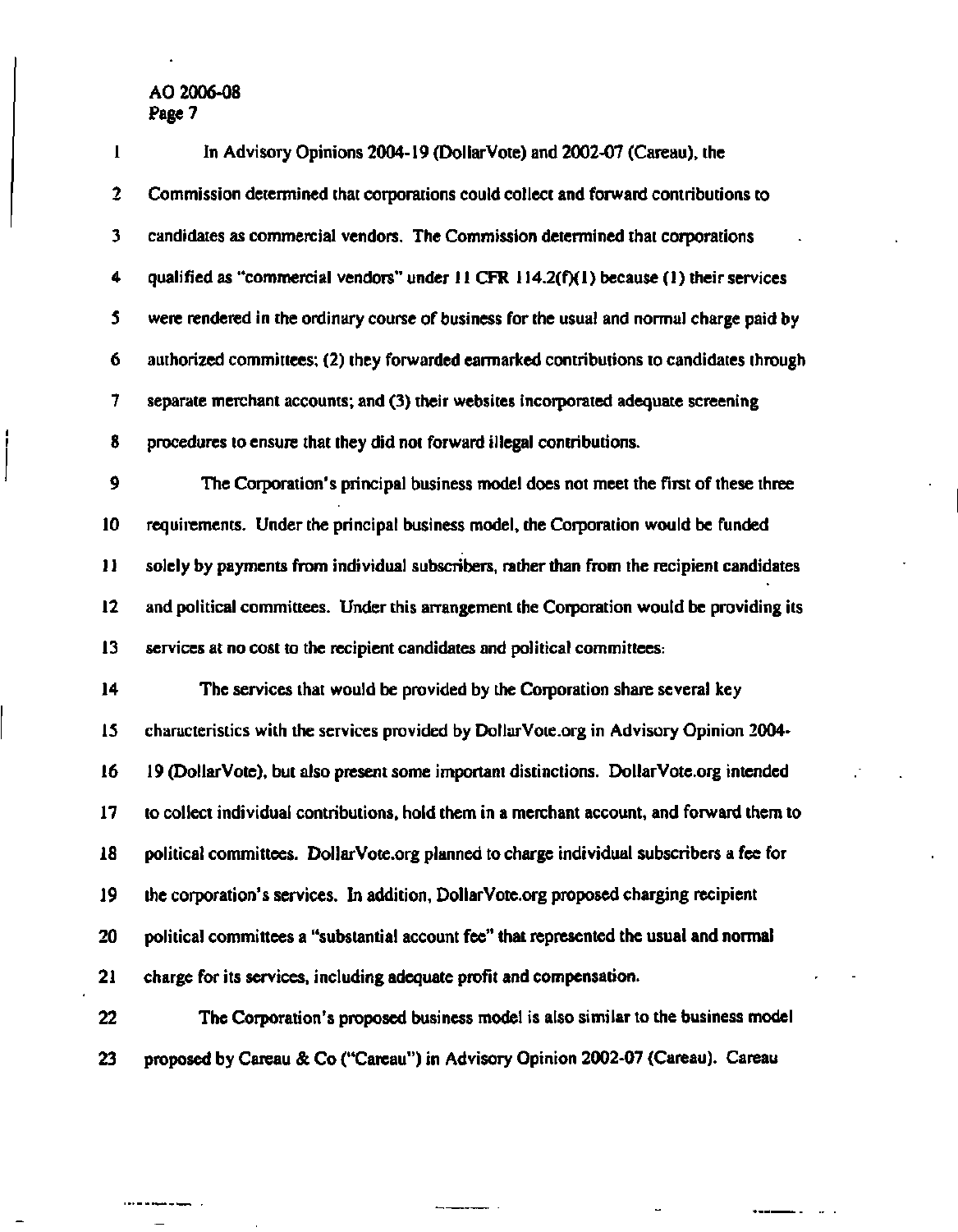In Advisory Opinions 2004-19 (DollarVote) and 2002-07 (Careau), the Commission determined that corporations could collect and forward contributions to candidates as commercial vendors. The Commission determined that corporations qualified as "commercial vendors" under 11 CFR 114.2(f)(1) because (1) their services were rendered in the ordinary course of business for the usual and normal charge paid by authorized committees; (2) they forwarded earmarked contributions to candidates through separate merchant accounts; and (3) their websites incorporated adequate screening procedures to ensure that they did not forward illegal contributions.

The Corporation's principal business model does not meet the first of these three requirements. Under the principal business model, the Corporation would be funded solely by payments from individual subscribers, rather than from the recipient candidates and political committees. Under this arrangement the Corporation would be providing its services at no cost to the recipient candidates and political committees.

The services that would be provided by the Corporation share several key characteristics with the services provided by DollarVote.org in Advisory Opinion 2004-19 (DollarVote), but also present some important distinctions. DollarVote.org intended to collect individual contributions, hold them in a merchant account, and forward them to political committees. DollarVote.org planned to charge individual subscribers a fee for the corporation's services. In addition, DollarVote.org proposed charging recipient political committees a "substantial account fee" that represented the usual and normal charge for its services, including adequate profit and compensation.

The Corporation's proposed business model is also similar to the business model proposed by Careau & Co ("Careau") in Advisory Opinion 2002-07 (Careau). Careau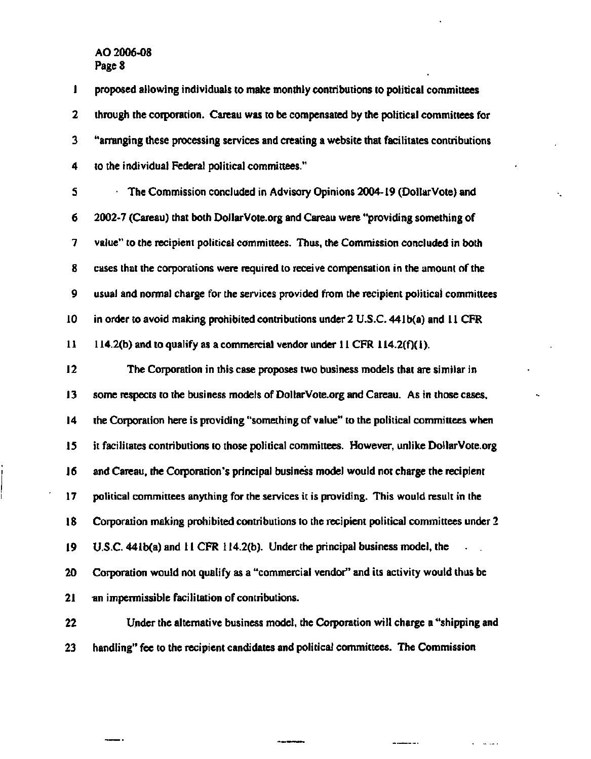proposed allowing individuals to make monthly contributions to political committees through the corporation. Careau was to be compensated by the political committees for "arranging these processing services and creating a website that facilitates contributions to the individual Federal political committees."

The Commission concluded in Advisory Opinions 2004-19 (DollarVote) and 2002-7 (Careau) that both DollarVote.org and Careau were "providing something of value" to the recipient political committees. Thus, the Commission concluded in both cases that the corporations were required to receive compensation in the amount of the usual and normal charge for the services provided from the recipient political committees in order to avoid making prohibited contributions under 2 U.S.C. 441b(a) and 11 CFR 114.2(b) and to qualify as a commercial vendor under 11 CFR 114.2(f)(1).

The Corporation in this case proposes two business models that are similar in some respects to the business models of DollarVote.org and Careau. As in those cases, the Corporation here is providing "something of value" to the political committees when it facilitates contributions to those political committees. However, unlike DollarVote.org and Careau, the Corporation's principal business model would not charge the recipient political committees anything for the services it is providing. This would result in the Corporation making prohibited contributions to the recipient political committees under 2 U.S.C. 441b(a) and 11 CFR 114.2(b). Under the principal business model, the Corporation would not qualify as a "commercial vendor" and its activity would thus be an impermissible facilitation of contributions.

Under the alternative business model, the Corporation will charge a "shipping and handling" fee to the recipient candidates and political committees. The Commission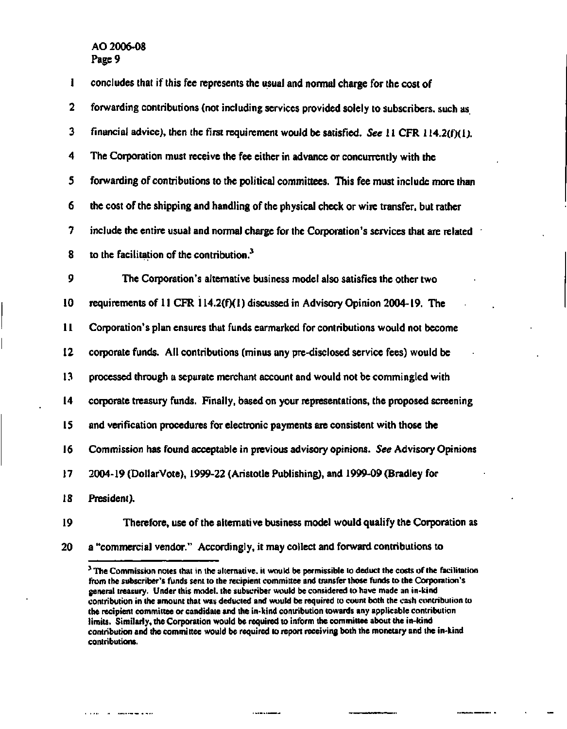concludes that if this fee represents the usual and normal charge for the cost of forwarding contributions (not including services provided solely to subscribers, such as financial advice), then the first requirement would be satisfied. *See* 11 CFR 114.2(f)(1). The Corporation must receive the fee either in advance or concurrently with the forwarding of contributions to the political committees. This fee must include more than the cost of the shipping and handling of the physical check or wire transfer, but rather include the entire usual and normal charge for the Corporation's services that are related to the facilitation of the contribution.[3]

The Corporation's alternative business model also satisfies the other two requirements of 11 CFR 114.2(f)(1) discussed in Advisory Opinion 2004-19. The Corporation's plan ensures that funds earmarked for contributions would not become corporate funds. All contributions (minus any pre-disclosed service fees) would be processed through a separate merchant account and would not be commingled with corporate treasury funds. Finally, based on your representations, the proposed screening and verification procedures for electronic payments are consistent with those the Commission has found acceptable in previous advisory opinions. *See* Advisory Opinions 2004-19 (DollarVote), 1999-22 (Aristotle Publishing), and 1999-09 (Bradley for President).

Therefore, use of the alternative business model would qualify the Corporation as a "commercial vendor." Accordingly, it may collect and forward contributions to

[3] The Commission notes that in the alternative, it would be permissible to deduct the costs of the facilitation from the subscriber's funds sent to the recipient committee and transfer those funds to the Corporation's general treasury. Under this model, the subscriber would be considered to have made an in-kind contribution in the amount that was deducted and would be required to count both the cash contribution to the recipient committee or candidate and the in-kind contribution towards any applicable contribution limits. Similarly, the Corporation would be required to inform the committee about the in-kind contribution and the committee would be required to report receiving both the monetary and the in-kind contributions.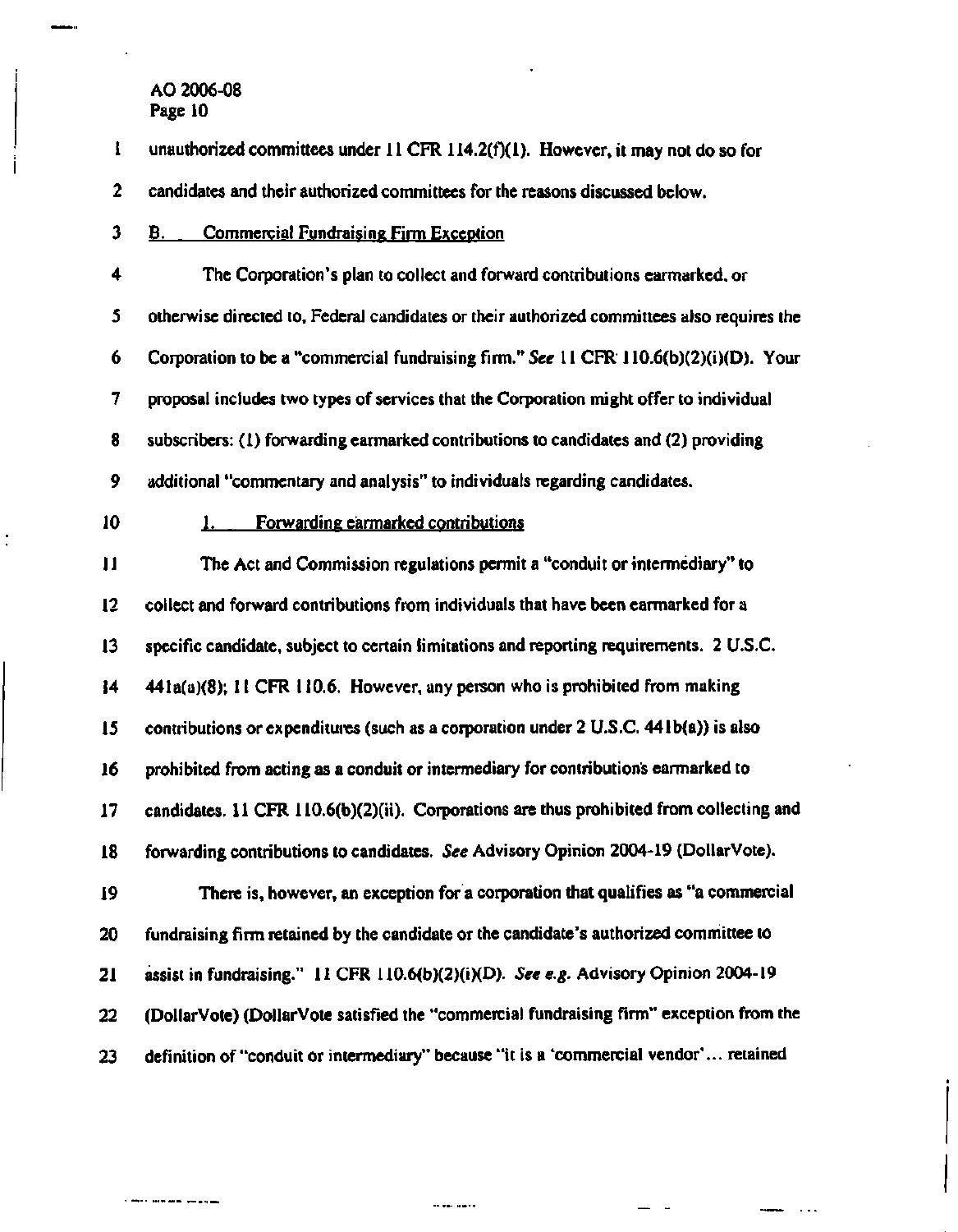unauthorized committees under 11 CFR 114.2(f)(1). However, it may not do so for candidates and their authorized committees for the reasons discussed below.

### B. Commercial Fundraising Firm Exception

The Corporation's plan to collect and forward contributions earmarked, or otherwise directed to, Federal candidates or their authorized committees also requires the Corporation to be a "commercial fundraising firm." *See* 11 CFR 110.6(b)(2)(i)(D). Your proposal includes two types of services that the Corporation might offer to individual subscribers: (1) forwarding earmarked contributions to candidates and (2) providing additional "commentary and analysis" to individuals regarding candidates.

#### 1. Forwarding earmarked contributions

The Act and Commission regulations permit a "conduit or intermediary" to collect and forward contributions from individuals that have been earmarked for a specific candidate, subject to certain limitations and reporting requirements. 2 U.S.C. 441a(a)(8); 11 CFR 110.6. However, any person who is prohibited from making contributions or expenditures (such as a corporation under 2 U.S.C. 441b(a)) is also prohibited from acting as a conduit or intermediary for contributions earmarked to candidates. 11 CFR 110.6(b)(2)(ii). Corporations are thus prohibited from collecting and forwarding contributions to candidates. *See* Advisory Opinion 2004-19 (DollarVote).

There is, however, an exception for a corporation that qualifies as "a commercial fundraising firm retained by the candidate or the candidate's authorized committee to assist in fundraising." 11 CFR 110.6(b)(2)(i)(D). *See e.g.* Advisory Opinion 2004-19 (DollarVote) (DollarVote satisfied the "commercial fundraising firm" exception from the definition of "conduit or intermediary" because "it is a 'commercial vendor'... retained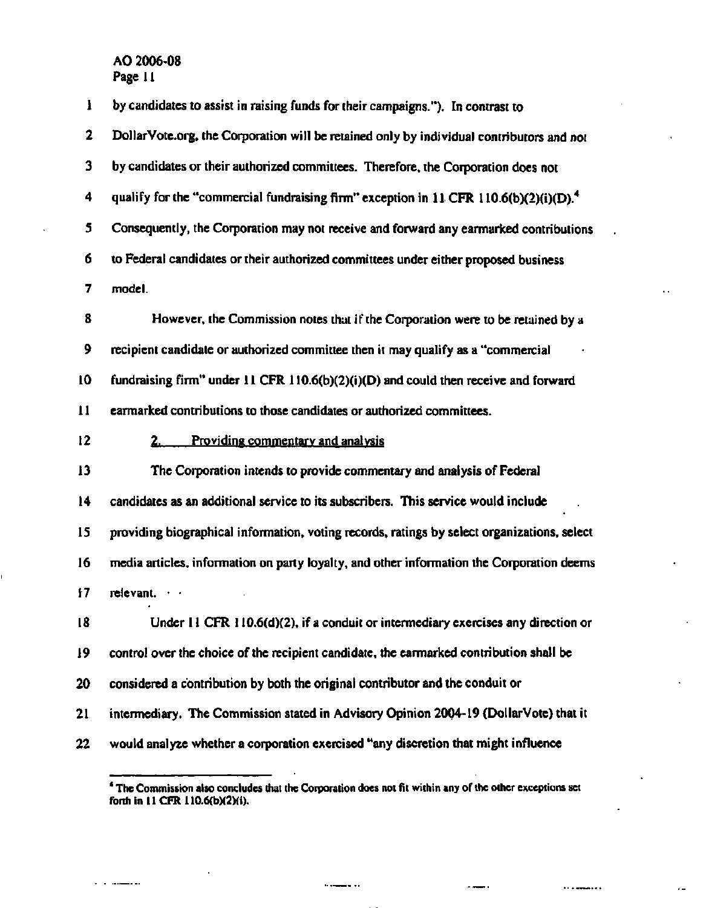by candidates to assist in raising funds for their campaigns."). In contrast to DollarVote.org, the Corporation will be retained only by individual contributors and not by candidates or their authorized committees. Therefore, the Corporation does not qualify for the "commercial fundraising firm" exception in 11 CFR 110.6(b)(2)(i)(D).[4] Consequently, the Corporation may not receive and forward any earmarked contributions to Federal candidates or their authorized committees under either proposed business model.

However, the Commission notes that if the Corporation were to be retained by a recipient candidate or authorized committee then it may qualify as a "commercial fundraising firm" under 11 CFR 110.6(b)(2)(i)(D) and could then receive and forward earmarked contributions to those candidates or authorized committees.

2. Providing commentary and analysis

The Corporation intends to provide commentary and analysis of Federal candidates as an additional service to its subscribers. This service would include providing biographical information, voting records, ratings by select organizations, select media articles, information on party loyalty, and other information the Corporation deems relevant.

Under 11 CFR 110.6(d)(2), if a conduit or intermediary exercises any direction or control over the choice of the recipient candidate, the earmarked contribution shall be considered a contribution by both the original contributor and the conduit or intermediary. The Commission stated in Advisory Opinion 2004-19 (DollarVote) that it would analyze whether a corporation exercised "any discretion that might influence

---

[4] The Commission also concludes that the Corporation does not fit within any of the other exceptions set forth in 11 CFR 110.6(b)(2)(i).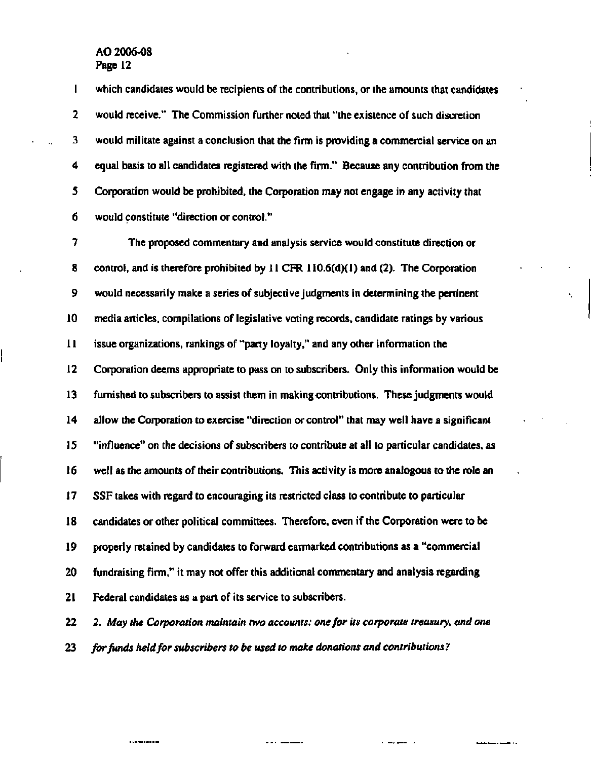which candidates would be recipients of the contributions, or the amounts that candidates would receive." The Commission further noted that "the existence of such discretion would militate against a conclusion that the firm is providing a commercial service on an equal basis to all candidates registered with the firm." Because any contribution from the Corporation would be prohibited, the Corporation may not engage in any activity that would constitute "direction or control."

The proposed commentary and analysis service would constitute direction or control, and is therefore prohibited by 11 CFR 110.6(d)(1) and (2). The Corporation would necessarily make a series of subjective judgments in determining the pertinent media articles, compilations of legislative voting records, candidate ratings by various issue organizations, rankings of "party loyalty," and any other information the Corporation deems appropriate to pass on to subscribers. Only this information would be furnished to subscribers to assist them in making contributions. These judgments would allow the Corporation to exercise "direction or control" that may well have a significant "influence" on the decisions of subscribers to contribute at all to particular candidates, as well as the amounts of their contributions. This activity is more analogous to the role an SSF takes with regard to encouraging its restricted class to contribute to particular candidates or other political committees. Therefore, even if the Corporation were to be properly retained by candidates to forward earmarked contributions as a "commercial fundraising firm," it may not offer this additional commentary and analysis regarding Federal candidates as a part of its service to subscribers.

*2. May the Corporation maintain two accounts: one for its corporate treasury, and one for funds held for subscribers to be used to make donations and contributions?*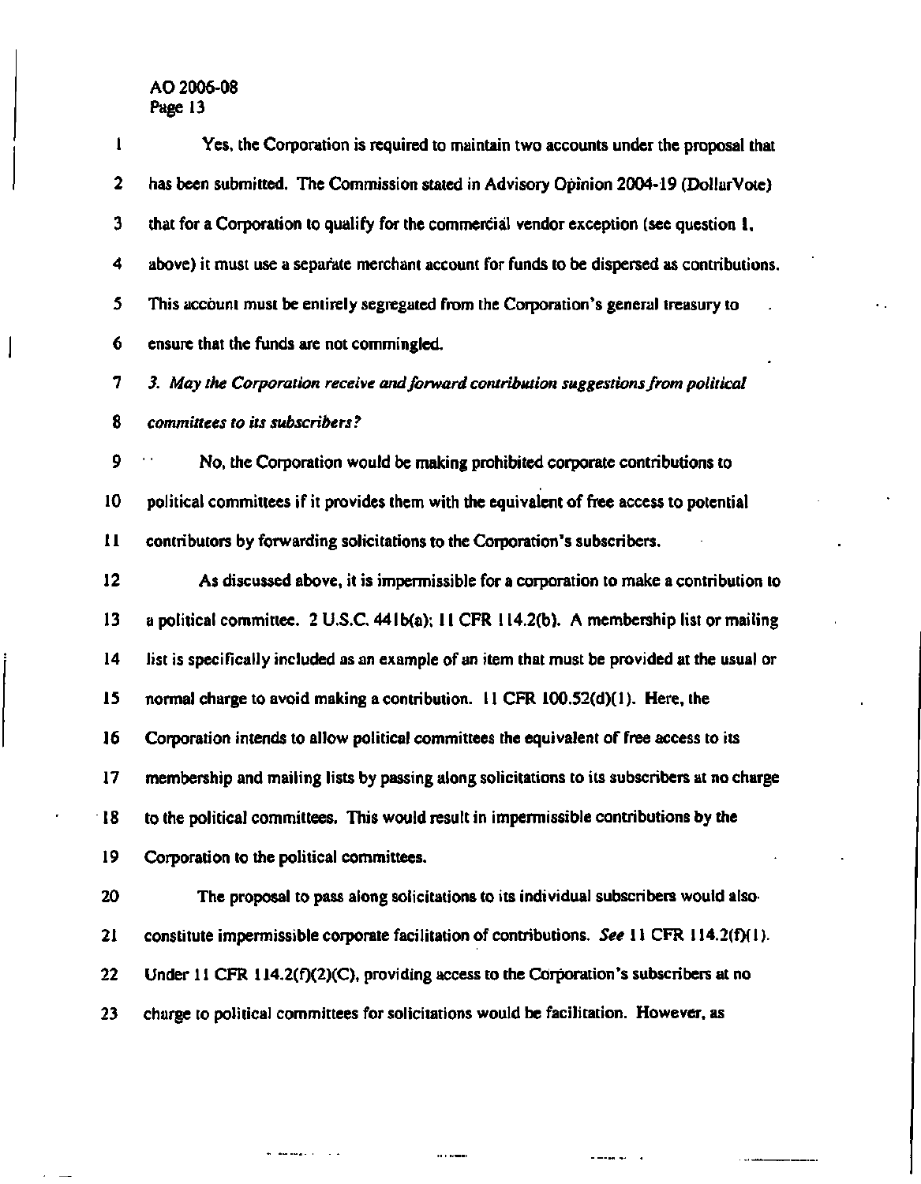Yes, the Corporation is required to maintain two accounts under the proposal that has been submitted. The Commission stated in Advisory Opinion 2004-19 (DollarVote) that for a Corporation to qualify for the commercial vendor exception (see question 1, above) it must use a separate merchant account for funds to be dispersed as contributions. This account must be entirely segregated from the Corporation's general treasury to ensure that the funds are not commingled.

*3. May the Corporation receive and forward contribution suggestions from political committees to its subscribers?*

No, the Corporation would be making prohibited corporate contributions to political committees if it provides them with the equivalent of free access to potential contributors by forwarding solicitations to the Corporation's subscribers.

As discussed above, it is impermissible for a corporation to make a contribution to a political committee. 2 U.S.C. 441b(a); 11 CFR 114.2(b). A membership list or mailing list is specifically included as an example of an item that must be provided at the usual or normal charge to avoid making a contribution. 11 CFR 100.52(d)(1). Here, the Corporation intends to allow political committees the equivalent of free access to its membership and mailing lists by passing along solicitations to its subscribers at no charge to the political committees. This would result in impermissible contributions by the Corporation to the political committees.

The proposal to pass along solicitations to its individual subscribers would also constitute impermissible corporate facilitation of contributions. *See* 11 CFR 114.2(f)(1). Under 11 CFR 114.2(f)(2)(C), providing access to the Corporation's subscribers at no charge to political committees for solicitations would be facilitation. However, as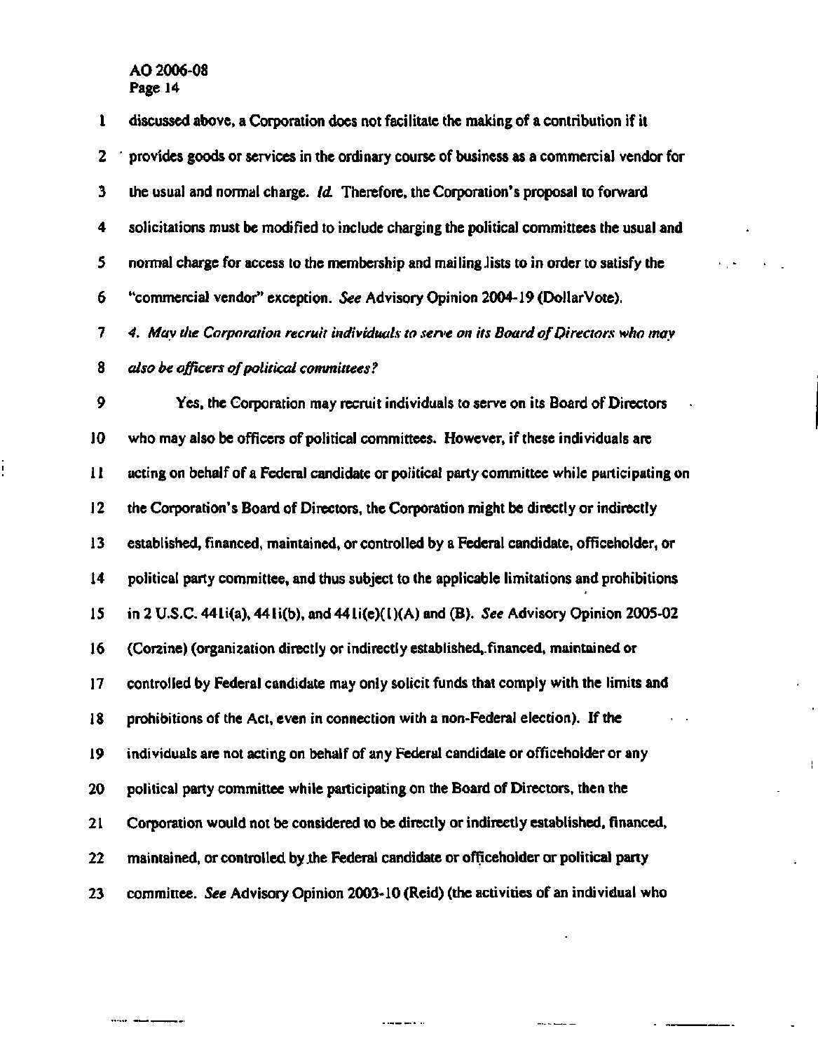discussed above, a Corporation does not facilitate the making of a contribution if it provides goods or services in the ordinary course of business as a commercial vendor for the usual and normal charge. *Id.* Therefore, the Corporation's proposal to forward solicitations must be modified to include charging the political committees the usual and normal charge for access to the membership and mailing lists to in order to satisfy the "commercial vendor" exception. *See* Advisory Opinion 2004-19 (DollarVote).

*4. May the Corporation recruit individuals to serve on its Board of Directors who may also be officers of political committees?*

Yes, the Corporation may recruit individuals to serve on its Board of Directors who may also be officers of political committees. However, if these individuals are acting on behalf of a Federal candidate or political party committee while participating on the Corporation's Board of Directors, the Corporation might be directly or indirectly established, financed, maintained, or controlled by a Federal candidate, officeholder, or political party committee, and thus subject to the applicable limitations and prohibitions in 2 U.S.C. 441i(a), 441i(b), and 441i(e)(1)(A) and (B). *See* Advisory Opinion 2005-02 (Corzine) (organization directly or indirectly established, financed, maintained or controlled by Federal candidate may only solicit funds that comply with the limits and prohibitions of the Act, even in connection with a non-Federal election). If the individuals are not acting on behalf of any Federal candidate or officeholder or any political party committee while participating on the Board of Directors, then the Corporation would not be considered to be directly or indirectly established, financed, maintained, or controlled by the Federal candidate or officeholder or political party committee. *See* Advisory Opinion 2003-10 (Reid) (the activities of an individual who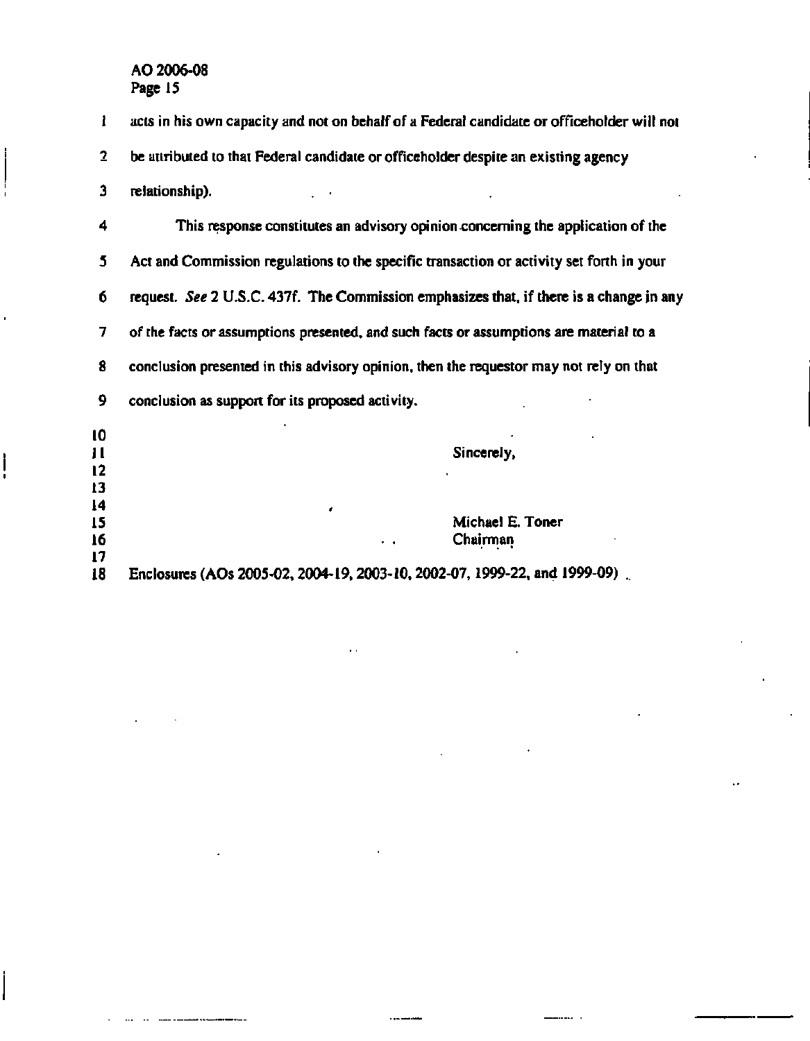acts in his own capacity and not on behalf of a Federal candidate or officeholder will not be attributed to that Federal candidate or officeholder despite an existing agency relationship).

This response constitutes an advisory opinion concerning the application of the Act and Commission regulations to the specific transaction or activity set forth in your request. *See* 2 U.S.C. 437f. The Commission emphasizes that, if there is a change in any of the facts or assumptions presented, and such facts or assumptions are material to a conclusion presented in this advisory opinion, then the requestor may not rely on that conclusion as support for its proposed activity.

Sincerely,

Michael E. Toner
Chairman

Enclosures (AOs 2005-02, 2004-19, 2003-10, 2002-07, 1999-22, and 1999-09)